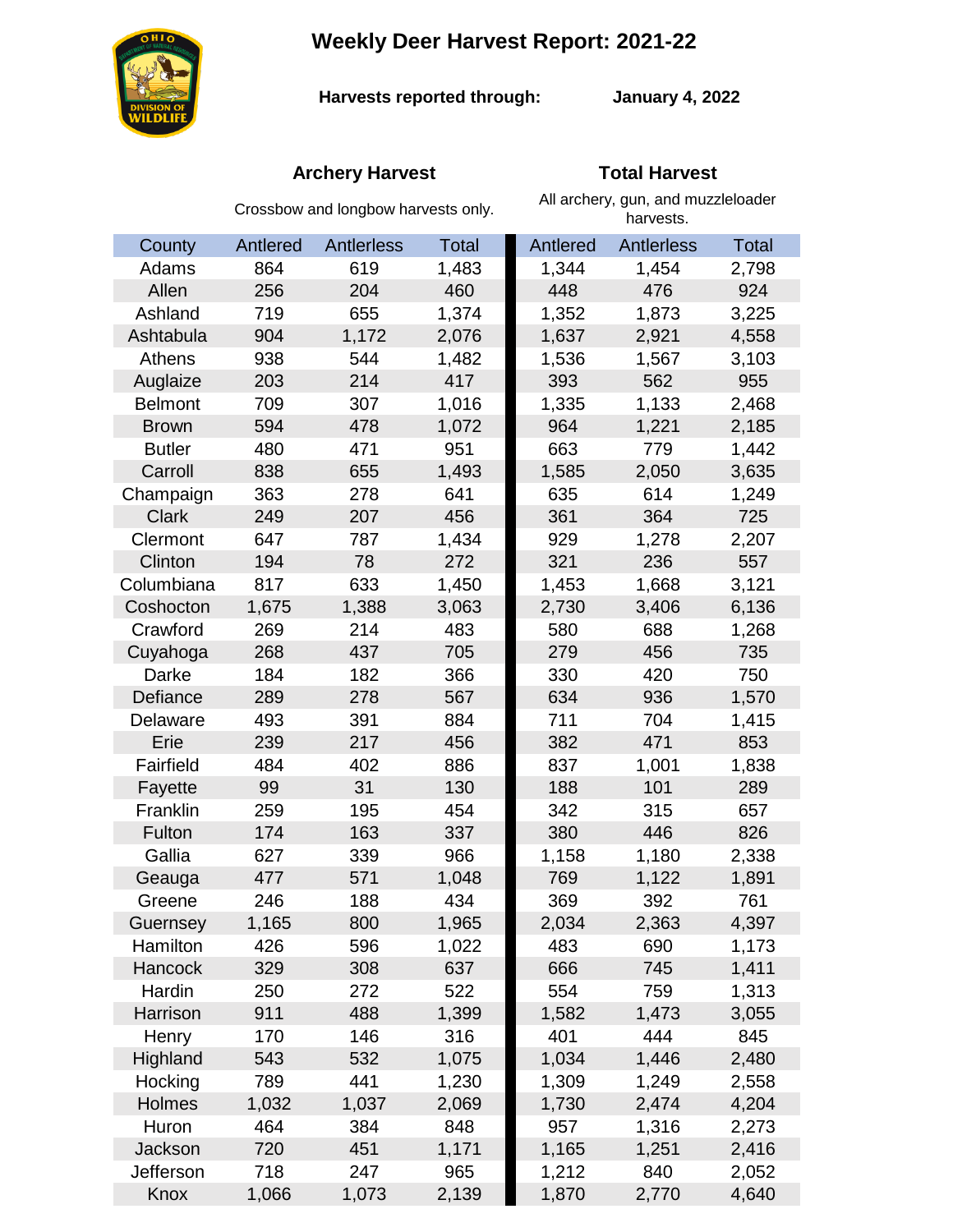# Weekly Deer Harvest Report: 2021-22

**Harvests reported through:** **January 4, 2022**

| | Archery Harvest (Crossbow and longbow harvests only.) | | | Total Harvest (All archery, gun, and muzzleloader harvests.) | | |
|---|---|---|---|---|---|---|
| County | Antlered | Antlerless | Total | Antlered | Antlerless | Total |
| Adams | 864 | 619 | 1,483 | 1,344 | 1,454 | 2,798 |
| Allen | 256 | 204 | 460 | 448 | 476 | 924 |
| Ashland | 719 | 655 | 1,374 | 1,352 | 1,873 | 3,225 |
| Ashtabula | 904 | 1,172 | 2,076 | 1,637 | 2,921 | 4,558 |
| Athens | 938 | 544 | 1,482 | 1,536 | 1,567 | 3,103 |
| Auglaize | 203 | 214 | 417 | 393 | 562 | 955 |
| Belmont | 709 | 307 | 1,016 | 1,335 | 1,133 | 2,468 |
| Brown | 594 | 478 | 1,072 | 964 | 1,221 | 2,185 |
| Butler | 480 | 471 | 951 | 663 | 779 | 1,442 |
| Carroll | 838 | 655 | 1,493 | 1,585 | 2,050 | 3,635 |
| Champaign | 363 | 278 | 641 | 635 | 614 | 1,249 |
| Clark | 249 | 207 | 456 | 361 | 364 | 725 |
| Clermont | 647 | 787 | 1,434 | 929 | 1,278 | 2,207 |
| Clinton | 194 | 78 | 272 | 321 | 236 | 557 |
| Columbiana | 817 | 633 | 1,450 | 1,453 | 1,668 | 3,121 |
| Coshocton | 1,675 | 1,388 | 3,063 | 2,730 | 3,406 | 6,136 |
| Crawford | 269 | 214 | 483 | 580 | 688 | 1,268 |
| Cuyahoga | 268 | 437 | 705 | 279 | 456 | 735 |
| Darke | 184 | 182 | 366 | 330 | 420 | 750 |
| Defiance | 289 | 278 | 567 | 634 | 936 | 1,570 |
| Delaware | 493 | 391 | 884 | 711 | 704 | 1,415 |
| Erie | 239 | 217 | 456 | 382 | 471 | 853 |
| Fairfield | 484 | 402 | 886 | 837 | 1,001 | 1,838 |
| Fayette | 99 | 31 | 130 | 188 | 101 | 289 |
| Franklin | 259 | 195 | 454 | 342 | 315 | 657 |
| Fulton | 174 | 163 | 337 | 380 | 446 | 826 |
| Gallia | 627 | 339 | 966 | 1,158 | 1,180 | 2,338 |
| Geauga | 477 | 571 | 1,048 | 769 | 1,122 | 1,891 |
| Greene | 246 | 188 | 434 | 369 | 392 | 761 |
| Guernsey | 1,165 | 800 | 1,965 | 2,034 | 2,363 | 4,397 |
| Hamilton | 426 | 596 | 1,022 | 483 | 690 | 1,173 |
| Hancock | 329 | 308 | 637 | 666 | 745 | 1,411 |
| Hardin | 250 | 272 | 522 | 554 | 759 | 1,313 |
| Harrison | 911 | 488 | 1,399 | 1,582 | 1,473 | 3,055 |
| Henry | 170 | 146 | 316 | 401 | 444 | 845 |
| Highland | 543 | 532 | 1,075 | 1,034 | 1,446 | 2,480 |
| Hocking | 789 | 441 | 1,230 | 1,309 | 1,249 | 2,558 |
| Holmes | 1,032 | 1,037 | 2,069 | 1,730 | 2,474 | 4,204 |
| Huron | 464 | 384 | 848 | 957 | 1,316 | 2,273 |
| Jackson | 720 | 451 | 1,171 | 1,165 | 1,251 | 2,416 |
| Jefferson | 718 | 247 | 965 | 1,212 | 840 | 2,052 |
| Knox | 1,066 | 1,073 | 2,139 | 1,870 | 2,770 | 4,640 |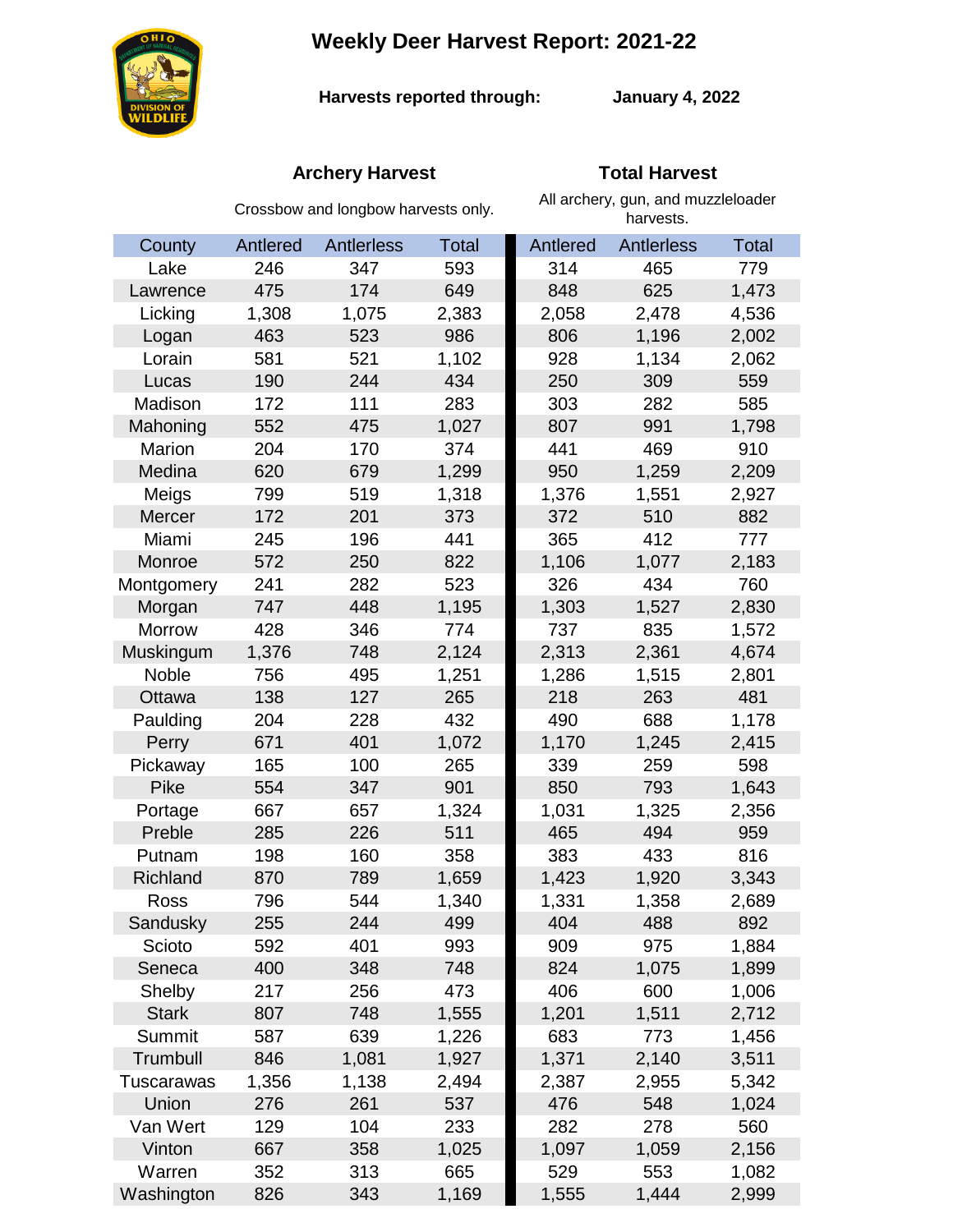# Weekly Deer Harvest Report: 2021-22

**Harvests reported through:** **January 4, 2022**

| | Archery Harvest (Crossbow and longbow harvests only.) | | | Total Harvest (All archery, gun, and muzzleloader harvests.) | | |
|---|---|---|---|---|---|---|
| County | Antlered | Antlerless | Total | Antlered | Antlerless | Total |
| Lake | 246 | 347 | 593 | 314 | 465 | 779 |
| Lawrence | 475 | 174 | 649 | 848 | 625 | 1,473 |
| Licking | 1,308 | 1,075 | 2,383 | 2,058 | 2,478 | 4,536 |
| Logan | 463 | 523 | 986 | 806 | 1,196 | 2,002 |
| Lorain | 581 | 521 | 1,102 | 928 | 1,134 | 2,062 |
| Lucas | 190 | 244 | 434 | 250 | 309 | 559 |
| Madison | 172 | 111 | 283 | 303 | 282 | 585 |
| Mahoning | 552 | 475 | 1,027 | 807 | 991 | 1,798 |
| Marion | 204 | 170 | 374 | 441 | 469 | 910 |
| Medina | 620 | 679 | 1,299 | 950 | 1,259 | 2,209 |
| Meigs | 799 | 519 | 1,318 | 1,376 | 1,551 | 2,927 |
| Mercer | 172 | 201 | 373 | 372 | 510 | 882 |
| Miami | 245 | 196 | 441 | 365 | 412 | 777 |
| Monroe | 572 | 250 | 822 | 1,106 | 1,077 | 2,183 |
| Montgomery | 241 | 282 | 523 | 326 | 434 | 760 |
| Morgan | 747 | 448 | 1,195 | 1,303 | 1,527 | 2,830 |
| Morrow | 428 | 346 | 774 | 737 | 835 | 1,572 |
| Muskingum | 1,376 | 748 | 2,124 | 2,313 | 2,361 | 4,674 |
| Noble | 756 | 495 | 1,251 | 1,286 | 1,515 | 2,801 |
| Ottawa | 138 | 127 | 265 | 218 | 263 | 481 |
| Paulding | 204 | 228 | 432 | 490 | 688 | 1,178 |
| Perry | 671 | 401 | 1,072 | 1,170 | 1,245 | 2,415 |
| Pickaway | 165 | 100 | 265 | 339 | 259 | 598 |
| Pike | 554 | 347 | 901 | 850 | 793 | 1,643 |
| Portage | 667 | 657 | 1,324 | 1,031 | 1,325 | 2,356 |
| Preble | 285 | 226 | 511 | 465 | 494 | 959 |
| Putnam | 198 | 160 | 358 | 383 | 433 | 816 |
| Richland | 870 | 789 | 1,659 | 1,423 | 1,920 | 3,343 |
| Ross | 796 | 544 | 1,340 | 1,331 | 1,358 | 2,689 |
| Sandusky | 255 | 244 | 499 | 404 | 488 | 892 |
| Scioto | 592 | 401 | 993 | 909 | 975 | 1,884 |
| Seneca | 400 | 348 | 748 | 824 | 1,075 | 1,899 |
| Shelby | 217 | 256 | 473 | 406 | 600 | 1,006 |
| Stark | 807 | 748 | 1,555 | 1,201 | 1,511 | 2,712 |
| Summit | 587 | 639 | 1,226 | 683 | 773 | 1,456 |
| Trumbull | 846 | 1,081 | 1,927 | 1,371 | 2,140 | 3,511 |
| Tuscarawas | 1,356 | 1,138 | 2,494 | 2,387 | 2,955 | 5,342 |
| Union | 276 | 261 | 537 | 476 | 548 | 1,024 |
| Van Wert | 129 | 104 | 233 | 282 | 278 | 560 |
| Vinton | 667 | 358 | 1,025 | 1,097 | 1,059 | 2,156 |
| Warren | 352 | 313 | 665 | 529 | 553 | 1,082 |
| Washington | 826 | 343 | 1,169 | 1,555 | 1,444 | 2,999 |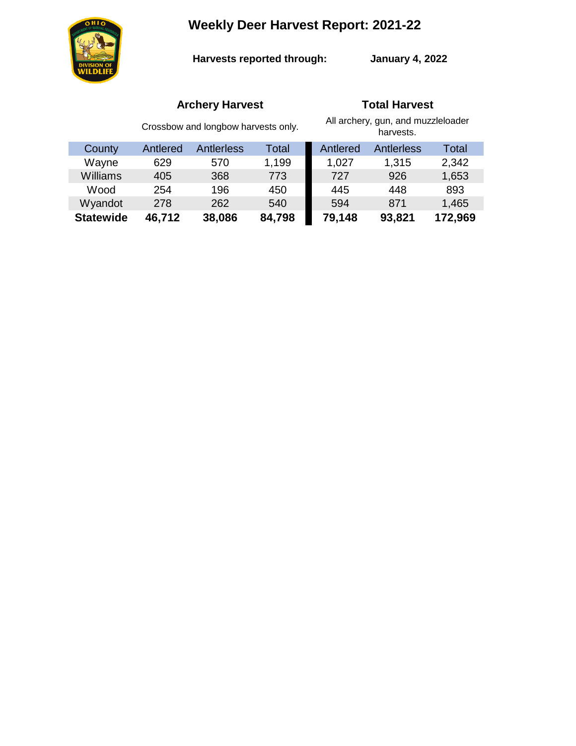# Weekly Deer Harvest Report: 2021-22

**Harvests reported through:** **January 4, 2022**

| | Archery Harvest | | | Total Harvest | | |
|---|---|---|---|---|---|---|
| | Crossbow and longbow harvests only. | | | All archery, gun, and muzzleloader harvests. | | |
| County | Antlered | Antlerless | Total | Antlered | Antlerless | Total |
| Wayne | 629 | 570 | 1,199 | 1,027 | 1,315 | 2,342 |
| Williams | 405 | 368 | 773 | 727 | 926 | 1,653 |
| Wood | 254 | 196 | 450 | 445 | 448 | 893 |
| Wyandot | 278 | 262 | 540 | 594 | 871 | 1,465 |
| **Statewide** | **46,712** | **38,086** | **84,798** | **79,148** | **93,821** | **172,969** |